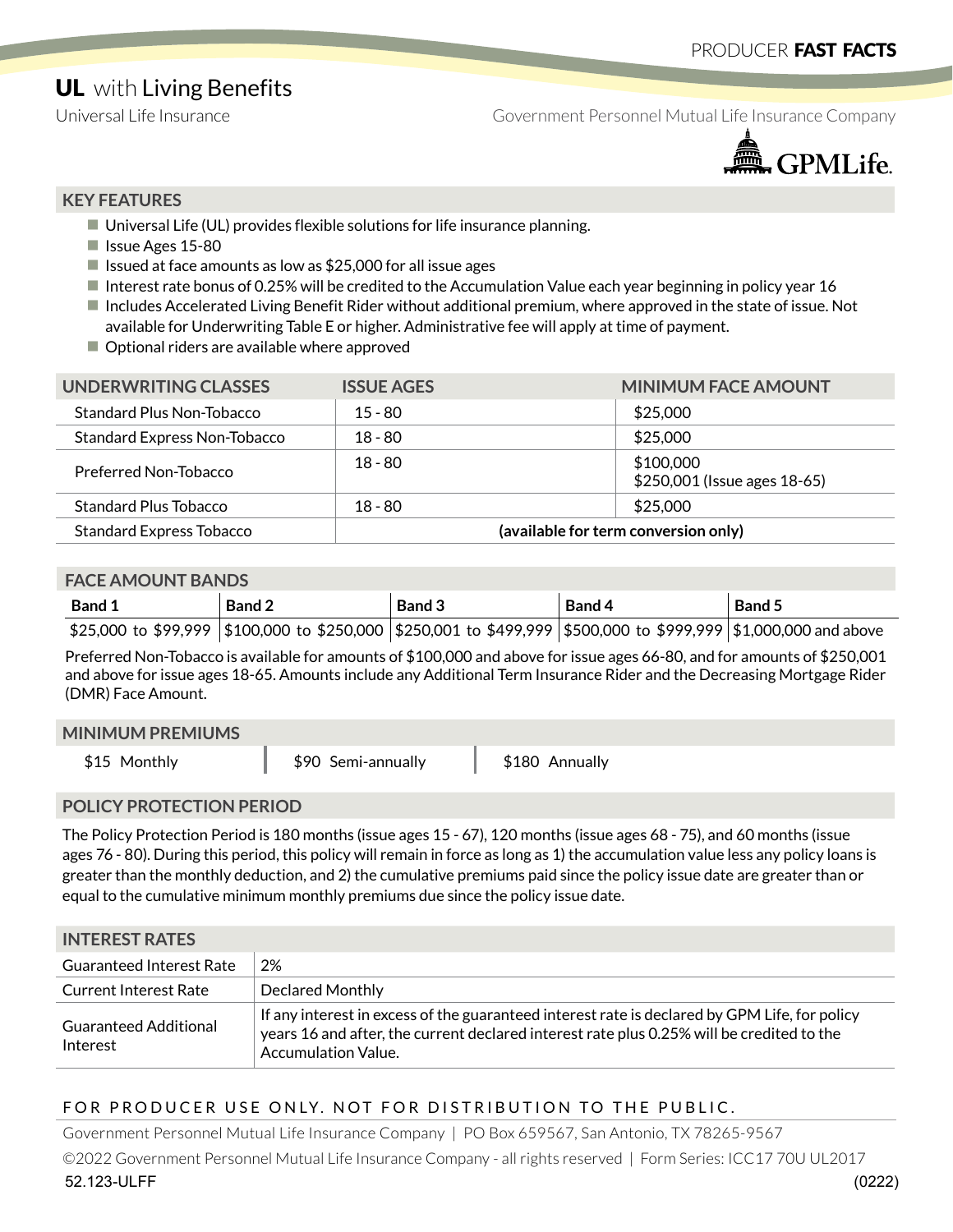PRODUCER **FAST FACTS**

# UL with Living Benefits

Universal Life Insurance

Government Personnel Mutual Life Insurance Company

GPMLife.

## KEY FEATURES

- Universal Life (UL) provides flexible solutions for life insurance planning.
- Issue Ages 15-80
- Issued at face amounts as low as $25,000 for all issue ages
- Interest rate bonus of 0.25% will be credited to the Accumulation Value each year beginning in policy year 16
- Includes Accelerated Living Benefit Rider without additional premium, where approved in the state of issue. Not available for Underwriting Table E or higher. Administrative fee will apply at time of payment.
- Optional riders are available where approved

| UNDERWRITING CLASSES | ISSUE AGES | MINIMUM FACE AMOUNT |
|---|---|---|
| Standard Plus Non-Tobacco | 15 - 80 | $25,000 |
| Standard Express Non-Tobacco | 18 - 80 | $25,000 |
| Preferred Non-Tobacco | 18 - 80 | $100,000<br>$250,001 (Issue ages 18-65) |
| Standard Plus Tobacco | 18 - 80 | $25,000 |
| Standard Express Tobacco | **(available for term conversion only)** | |

## FACE AMOUNT BANDS

| Band 1 | Band 2 | Band 3 | Band 4 | Band 5 |
|---|---|---|---|---|
| $25,000 to $99,999 | $100,000 to $250,000 | $250,001 to $499,999 | $500,000 to $999,999 | $1,000,000 and above |

Preferred Non-Tobacco is available for amounts of $100,000 and above for issue ages 66-80, and for amounts of $250,001 and above for issue ages 18-65. Amounts include any Additional Term Insurance Rider and the Decreasing Mortgage Rider (DMR) Face Amount.

## MINIMUM PREMIUMS

| $15 Monthly | $90 Semi-annually | $180 Annually |
|---|---|---|

## POLICY PROTECTION PERIOD

The Policy Protection Period is 180 months (issue ages 15 - 67), 120 months (issue ages 68 - 75), and 60 months (issue ages 76 - 80). During this period, this policy will remain in force as long as 1) the accumulation value less any policy loans is greater than the monthly deduction, and 2) the cumulative premiums paid since the policy issue date are greater than or equal to the cumulative minimum monthly premiums due since the policy issue date.

## INTEREST RATES

| | |
|---|---|
| Guaranteed Interest Rate | 2% |
| Current Interest Rate | Declared Monthly |
| Guaranteed Additional Interest | If any interest in excess of the guaranteed interest rate is declared by GPM Life, for policy years 16 and after, the current declared interest rate plus 0.25% will be credited to the Accumulation Value. |

FOR PRODUCER USE ONLY. NOT FOR DISTRIBUTION TO THE PUBLIC.

Government Personnel Mutual Life Insurance Company | PO Box 659567, San Antonio, TX 78265-9567

©2022 Government Personnel Mutual Life Insurance Company - all rights reserved | Form Series: ICC17 70U UL2017

52.123-ULFF (0222)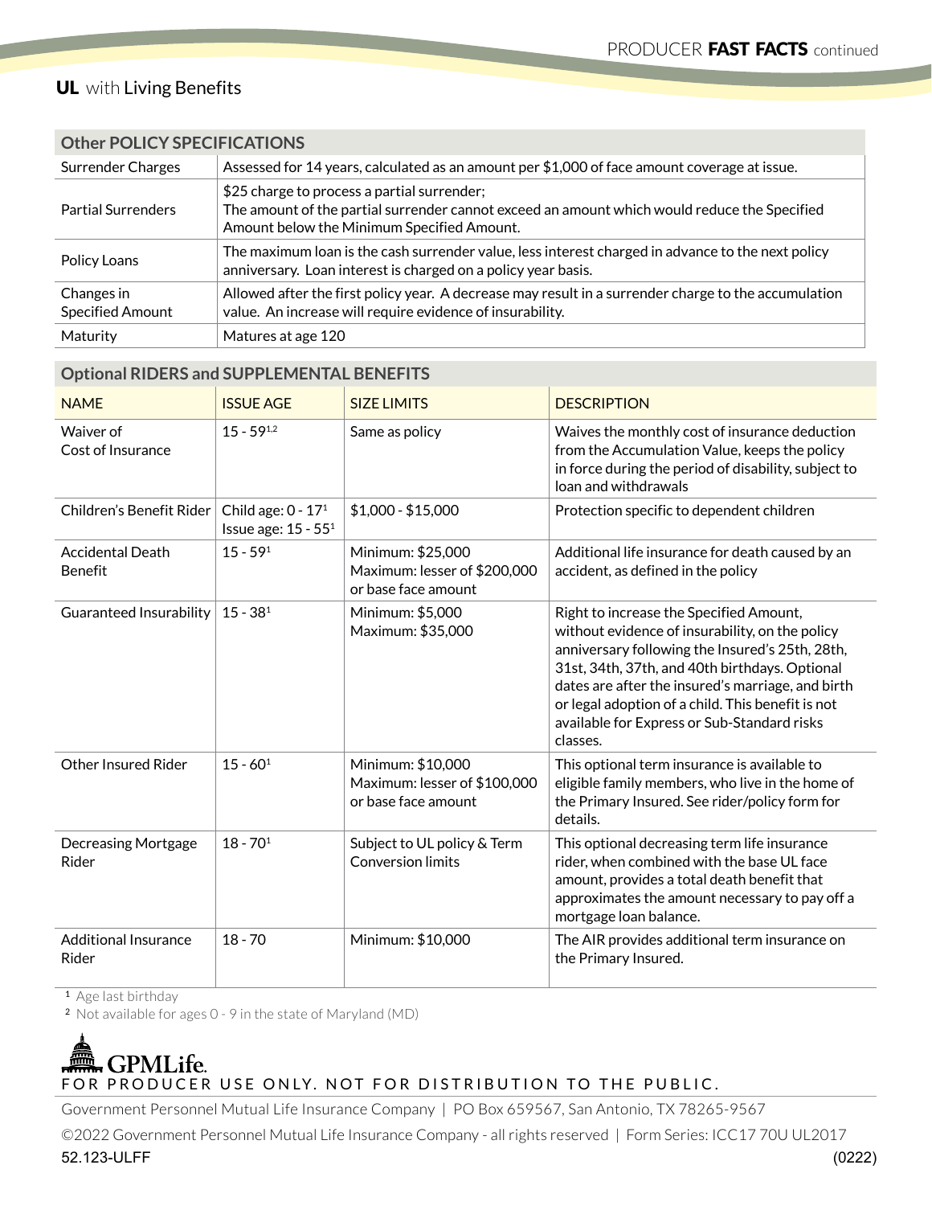## UL with Living Benefits

### Other POLICY SPECIFICATIONS

| | |
|---|---|
| Surrender Charges | Assessed for 14 years, calculated as an amount per $1,000 of face amount coverage at issue. |
| Partial Surrenders | $25 charge to process a partial surrender;<br>The amount of the partial surrender cannot exceed an amount which would reduce the Specified Amount below the Minimum Specified Amount. |
| Policy Loans | The maximum loan is the cash surrender value, less interest charged in advance to the next policy anniversary. Loan interest is charged on a policy year basis. |
| Changes in Specified Amount | Allowed after the first policy year. A decrease may result in a surrender charge to the accumulation value. An increase will require evidence of insurability. |
| Maturity | Matures at age 120 |

### Optional RIDERS and SUPPLEMENTAL BENEFITS

| NAME | ISSUE AGE | SIZE LIMITS | DESCRIPTION |
|---|---|---|---|
| Waiver of Cost of Insurance | 15 - 59[1,2] | Same as policy | Waives the monthly cost of insurance deduction from the Accumulation Value, keeps the policy in force during the period of disability, subject to loan and withdrawals |
| Children's Benefit Rider | Child age: 0 - 17[1]<br>Issue age: 15 - 55[1] | $1,000 - $15,000 | Protection specific to dependent children |
| Accidental Death Benefit | 15 - 59[1] | Minimum: $25,000<br>Maximum: lesser of $200,000 or base face amount | Additional life insurance for death caused by an accident, as defined in the policy |
| Guaranteed Insurability | 15 - 38[1] | Minimum: $5,000<br>Maximum: $35,000 | Right to increase the Specified Amount, without evidence of insurability, on the policy anniversary following the Insured's 25th, 28th, 31st, 34th, 37th, and 40th birthdays. Optional dates are after the insured's marriage, and birth or legal adoption of a child. This benefit is not available for Express or Sub-Standard risks classes. |
| Other Insured Rider | 15 - 60[1] | Minimum: $10,000<br>Maximum: lesser of $100,000 or base face amount | This optional term insurance is available to eligible family members, who live in the home of the Primary Insured. See rider/policy form for details. |
| Decreasing Mortgage Rider | 18 - 70[1] | Subject to UL policy & Term Conversion limits | This optional decreasing term life insurance rider, when combined with the base UL face amount, provides a total death benefit that approximates the amount necessary to pay off a mortgage loan balance. |
| Additional Insurance Rider | 18 - 70 | Minimum: $10,000 | The AIR provides additional term insurance on the Primary Insured. |

[1] Age last birthday
[2] Not available for ages 0 - 9 in the state of Maryland (MD)

GPMLife.

FOR PRODUCER USE ONLY. NOT FOR DISTRIBUTION TO THE PUBLIC.

Government Personnel Mutual Life Insurance Company | PO Box 659567, San Antonio, TX 78265-9567

©2022 Government Personnel Mutual Life Insurance Company - all rights reserved | Form Series: ICC17 70U UL2017

52.123-ULFF (0222)